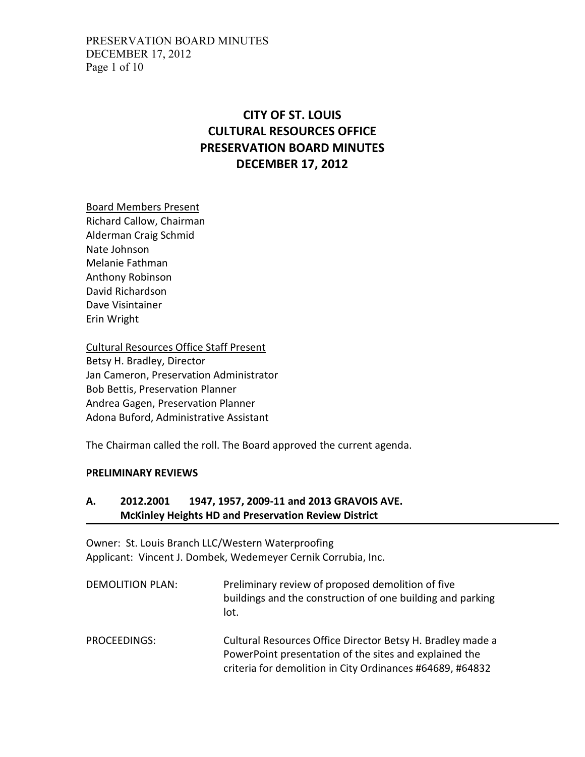# CITY OF ST. LOUIS
# CULTURAL RESOURCES OFFICE
# PRESERVATION BOARD MINUTES
# DECEMBER 17, 2012

Board Members Present
Richard Callow, Chairman
Alderman Craig Schmid
Nate Johnson
Melanie Fathman
Anthony Robinson
David Richardson
Dave Visintainer
Erin Wright

Cultural Resources Office Staff Present
Betsy H. Bradley, Director
Jan Cameron, Preservation Administrator
Bob Bettis, Preservation Planner
Andrea Gagen, Preservation Planner
Adona Buford, Administrative Assistant

The Chairman called the roll. The Board approved the current agenda.

**PRELIMINARY REVIEWS**

## A. 2012.2001 1947, 1957, 2009-11 and 2013 GRAVOIS AVE. McKinley Heights HD and Preservation Review District

Owner: St. Louis Branch LLC/Western Waterproofing
Applicant: Vincent J. Dombek, Wedemeyer Cernik Corrubia, Inc.

DEMOLITION PLAN: Preliminary review of proposed demolition of five buildings and the construction of one building and parking lot.

PROCEEDINGS: Cultural Resources Office Director Betsy H. Bradley made a PowerPoint presentation of the sites and explained the criteria for demolition in City Ordinances #64689, #64832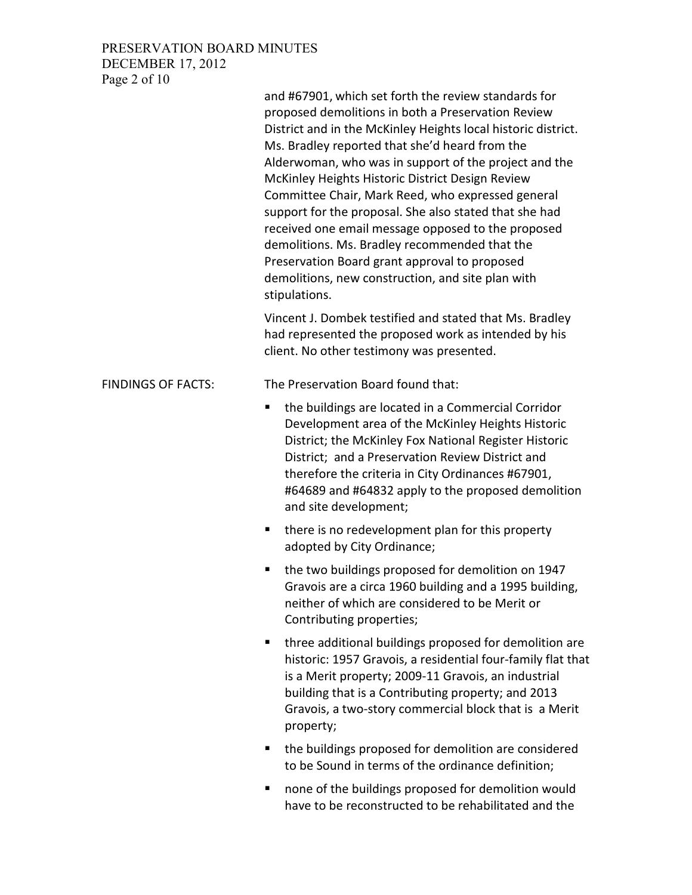and #67901, which set forth the review standards for proposed demolitions in both a Preservation Review District and in the McKinley Heights local historic district. Ms. Bradley reported that she'd heard from the Alderwoman, who was in support of the project and the McKinley Heights Historic District Design Review Committee Chair, Mark Reed, who expressed general support for the proposal. She also stated that she had received one email message opposed to the proposed demolitions. Ms. Bradley recommended that the Preservation Board grant approval to proposed demolitions, new construction, and site plan with stipulations.

Vincent J. Dombek testified and stated that Ms. Bradley had represented the proposed work as intended by his client. No other testimony was presented.

FINDINGS OF FACTS: The Preservation Board found that:

- the buildings are located in a Commercial Corridor Development area of the McKinley Heights Historic District; the McKinley Fox National Register Historic District; and a Preservation Review District and therefore the criteria in City Ordinances #67901, #64689 and #64832 apply to the proposed demolition and site development;
- there is no redevelopment plan for this property adopted by City Ordinance;
- the two buildings proposed for demolition on 1947 Gravois are a circa 1960 building and a 1995 building, neither of which are considered to be Merit or Contributing properties;
- three additional buildings proposed for demolition are historic: 1957 Gravois, a residential four-family flat that is a Merit property; 2009-11 Gravois, an industrial building that is a Contributing property; and 2013 Gravois, a two-story commercial block that is a Merit property;
- the buildings proposed for demolition are considered to be Sound in terms of the ordinance definition;
- none of the buildings proposed for demolition would have to be reconstructed to be rehabilitated and the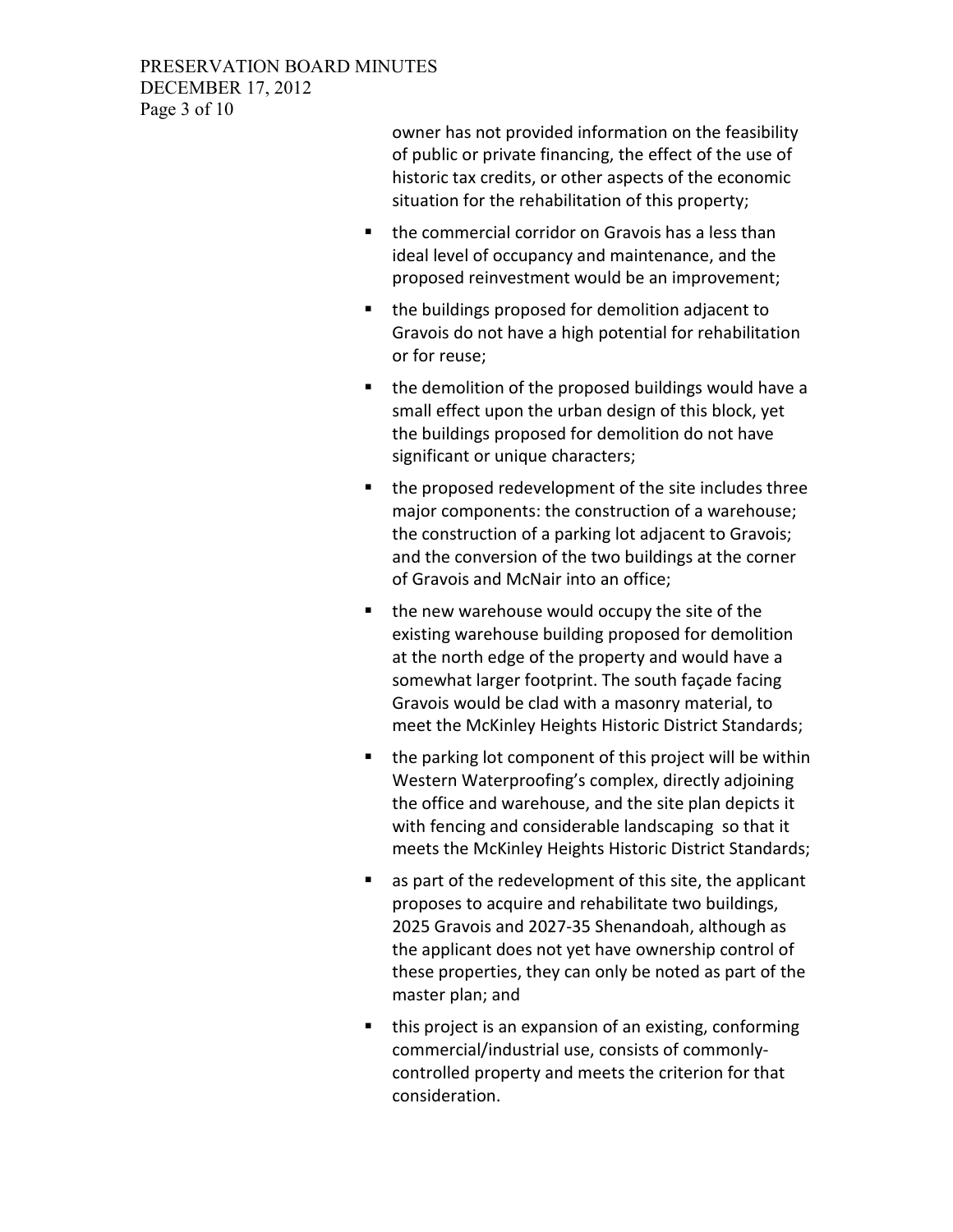owner has not provided information on the feasibility of public or private financing, the effect of the use of historic tax credits, or other aspects of the economic situation for the rehabilitation of this property;

- the commercial corridor on Gravois has a less than ideal level of occupancy and maintenance, and the proposed reinvestment would be an improvement;
- the buildings proposed for demolition adjacent to Gravois do not have a high potential for rehabilitation or for reuse;
- the demolition of the proposed buildings would have a small effect upon the urban design of this block, yet the buildings proposed for demolition do not have significant or unique characters;
- the proposed redevelopment of the site includes three major components: the construction of a warehouse; the construction of a parking lot adjacent to Gravois; and the conversion of the two buildings at the corner of Gravois and McNair into an office;
- the new warehouse would occupy the site of the existing warehouse building proposed for demolition at the north edge of the property and would have a somewhat larger footprint. The south façade facing Gravois would be clad with a masonry material, to meet the McKinley Heights Historic District Standards;
- the parking lot component of this project will be within Western Waterproofing's complex, directly adjoining the office and warehouse, and the site plan depicts it with fencing and considerable landscaping so that it meets the McKinley Heights Historic District Standards;
- as part of the redevelopment of this site, the applicant proposes to acquire and rehabilitate two buildings, 2025 Gravois and 2027-35 Shenandoah, although as the applicant does not yet have ownership control of these properties, they can only be noted as part of the master plan; and
- this project is an expansion of an existing, conforming commercial/industrial use, consists of commonly-controlled property and meets the criterion for that consideration.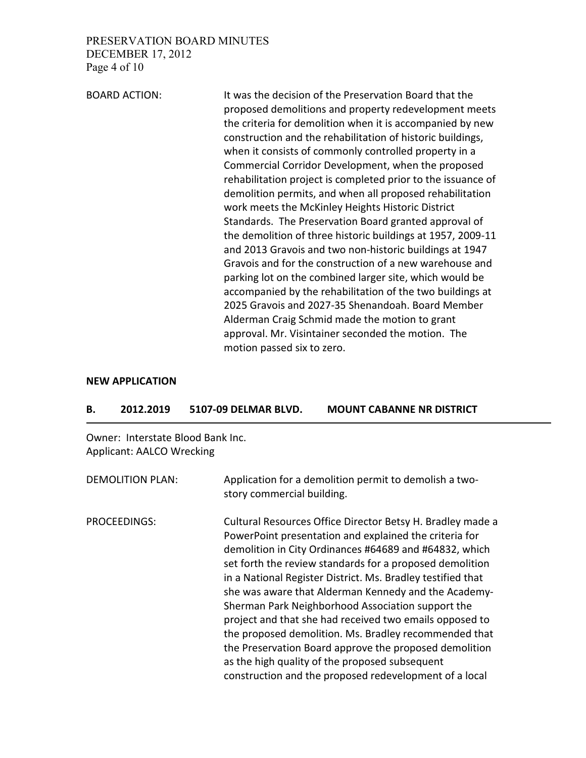BOARD ACTION: It was the decision of the Preservation Board that the proposed demolitions and property redevelopment meets the criteria for demolition when it is accompanied by new construction and the rehabilitation of historic buildings, when it consists of commonly controlled property in a Commercial Corridor Development, when the proposed rehabilitation project is completed prior to the issuance of demolition permits, and when all proposed rehabilitation work meets the McKinley Heights Historic District Standards. The Preservation Board granted approval of the demolition of three historic buildings at 1957, 2009-11 and 2013 Gravois and two non-historic buildings at 1947 Gravois and for the construction of a new warehouse and parking lot on the combined larger site, which would be accompanied by the rehabilitation of the two buildings at 2025 Gravois and 2027-35 Shenandoah. Board Member Alderman Craig Schmid made the motion to grant approval. Mr. Visintainer seconded the motion. The motion passed six to zero.

**NEW APPLICATION**

**B. 2012.2019 5107-09 DELMAR BLVD. MOUNT CABANNE NR DISTRICT**

Owner: Interstate Blood Bank Inc.
Applicant: AALCO Wrecking

DEMOLITION PLAN: Application for a demolition permit to demolish a two-story commercial building.

PROCEEDINGS: Cultural Resources Office Director Betsy H. Bradley made a PowerPoint presentation and explained the criteria for demolition in City Ordinances #64689 and #64832, which set forth the review standards for a proposed demolition in a National Register District. Ms. Bradley testified that she was aware that Alderman Kennedy and the Academy-Sherman Park Neighborhood Association support the project and that she had received two emails opposed to the proposed demolition. Ms. Bradley recommended that the Preservation Board approve the proposed demolition as the high quality of the proposed subsequent construction and the proposed redevelopment of a local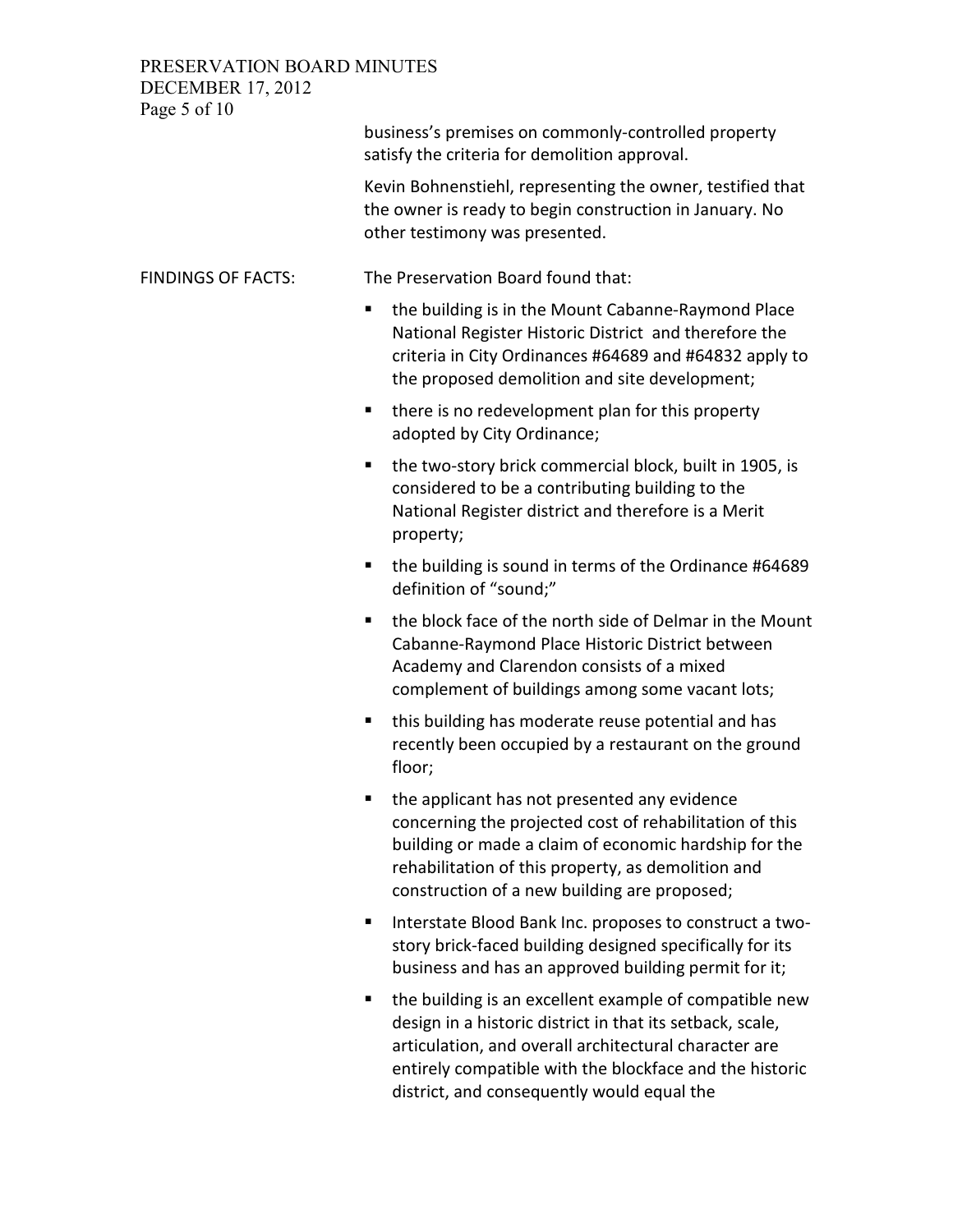business's premises on commonly-controlled property satisfy the criteria for demolition approval.

Kevin Bohnenstiehl, representing the owner, testified that the owner is ready to begin construction in January. No other testimony was presented.

FINDINGS OF FACTS: The Preservation Board found that:

- the building is in the Mount Cabanne-Raymond Place National Register Historic District and therefore the criteria in City Ordinances #64689 and #64832 apply to the proposed demolition and site development;
- there is no redevelopment plan for this property adopted by City Ordinance;
- the two-story brick commercial block, built in 1905, is considered to be a contributing building to the National Register district and therefore is a Merit property;
- the building is sound in terms of the Ordinance #64689 definition of "sound;"
- the block face of the north side of Delmar in the Mount Cabanne-Raymond Place Historic District between Academy and Clarendon consists of a mixed complement of buildings among some vacant lots;
- this building has moderate reuse potential and has recently been occupied by a restaurant on the ground floor;
- the applicant has not presented any evidence concerning the projected cost of rehabilitation of this building or made a claim of economic hardship for the rehabilitation of this property, as demolition and construction of a new building are proposed;
- Interstate Blood Bank Inc. proposes to construct a two-story brick-faced building designed specifically for its business and has an approved building permit for it;
- the building is an excellent example of compatible new design in a historic district in that its setback, scale, articulation, and overall architectural character are entirely compatible with the blockface and the historic district, and consequently would equal the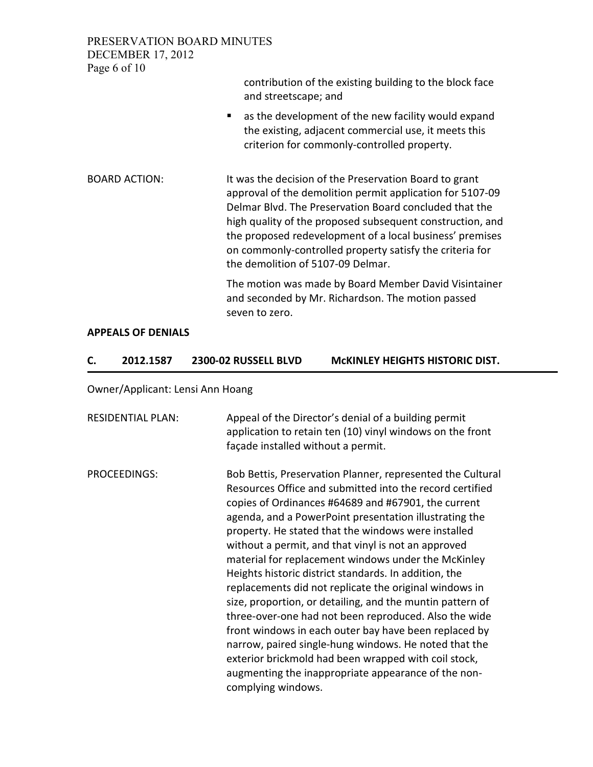contribution of the existing building to the block face and streetscape; and

- as the development of the new facility would expand the existing, adjacent commercial use, it meets this criterion for commonly-controlled property.

BOARD ACTION: It was the decision of the Preservation Board to grant approval of the demolition permit application for 5107-09 Delmar Blvd. The Preservation Board concluded that the high quality of the proposed subsequent construction, and the proposed redevelopment of a local business' premises on commonly-controlled property satisfy the criteria for the demolition of 5107-09 Delmar.

The motion was made by Board Member David Visintainer and seconded by Mr. Richardson. The motion passed seven to zero.

**APPEALS OF DENIALS**

## C. 2012.1587 2300-02 RUSSELL BLVD McKINLEY HEIGHTS HISTORIC DIST.

Owner/Applicant: Lensi Ann Hoang

RESIDENTIAL PLAN: Appeal of the Director's denial of a building permit application to retain ten (10) vinyl windows on the front façade installed without a permit.

PROCEEDINGS: Bob Bettis, Preservation Planner, represented the Cultural Resources Office and submitted into the record certified copies of Ordinances #64689 and #67901, the current agenda, and a PowerPoint presentation illustrating the property. He stated that the windows were installed without a permit, and that vinyl is not an approved material for replacement windows under the McKinley Heights historic district standards. In addition, the replacements did not replicate the original windows in size, proportion, or detailing, and the muntin pattern of three-over-one had not been reproduced. Also the wide front windows in each outer bay have been replaced by narrow, paired single-hung windows. He noted that the exterior brickmold had been wrapped with coil stock, augmenting the inappropriate appearance of the non-complying windows.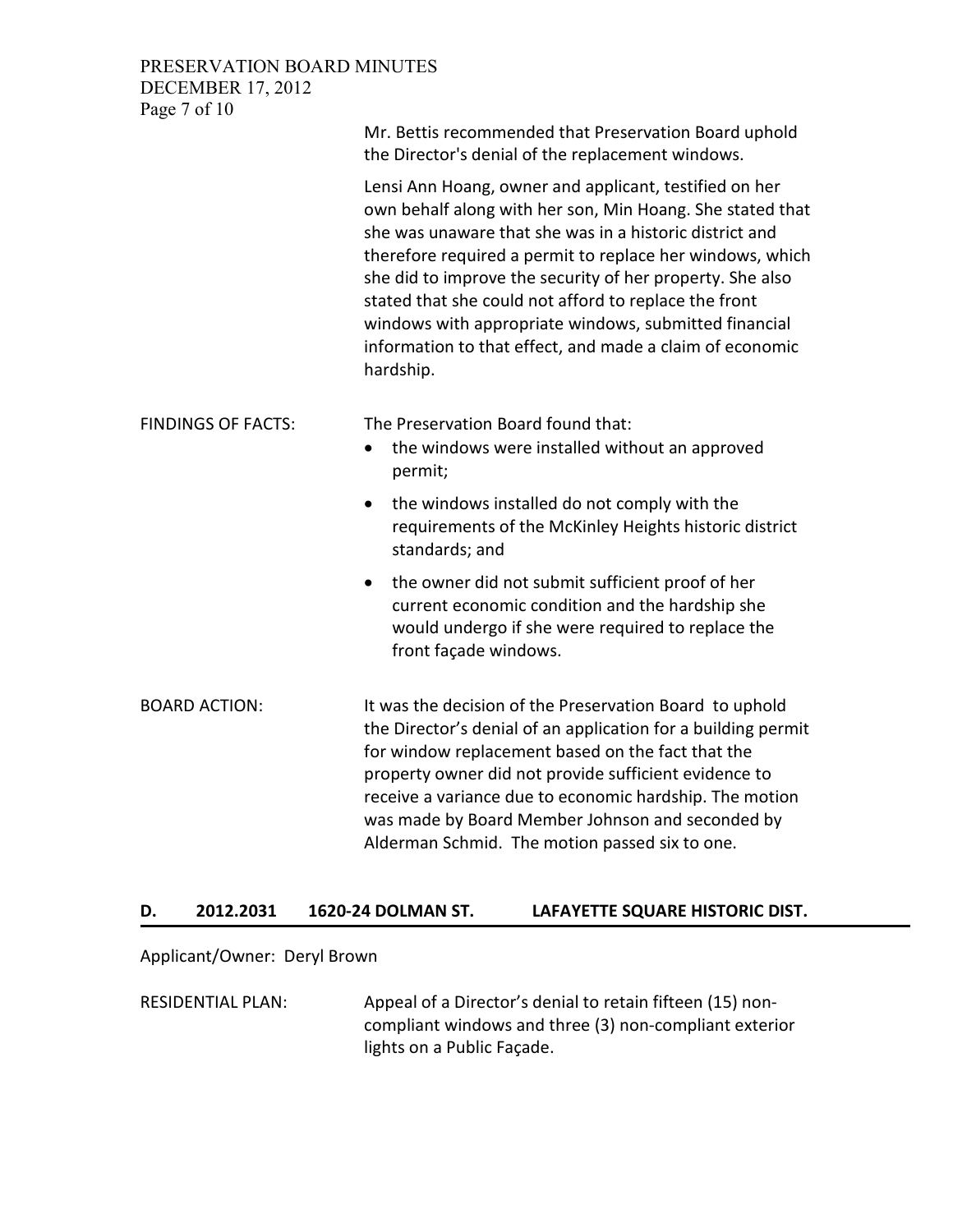Mr. Bettis recommended that Preservation Board uphold the Director's denial of the replacement windows.

Lensi Ann Hoang, owner and applicant, testified on her own behalf along with her son, Min Hoang. She stated that she was unaware that she was in a historic district and therefore required a permit to replace her windows, which she did to improve the security of her property. She also stated that she could not afford to replace the front windows with appropriate windows, submitted financial information to that effect, and made a claim of economic hardship.

FINDINGS OF FACTS: The Preservation Board found that:

- the windows were installed without an approved permit;
- the windows installed do not comply with the requirements of the McKinley Heights historic district standards; and
- the owner did not submit sufficient proof of her current economic condition and the hardship she would undergo if she were required to replace the front façade windows.

BOARD ACTION: It was the decision of the Preservation Board to uphold the Director's denial of an application for a building permit for window replacement based on the fact that the property owner did not provide sufficient evidence to receive a variance due to economic hardship. The motion was made by Board Member Johnson and seconded by Alderman Schmid. The motion passed six to one.

## D. 2012.2031 1620-24 DOLMAN ST. LAFAYETTE SQUARE HISTORIC DIST.

Applicant/Owner: Deryl Brown

RESIDENTIAL PLAN: Appeal of a Director's denial to retain fifteen (15) non-compliant windows and three (3) non-compliant exterior lights on a Public Façade.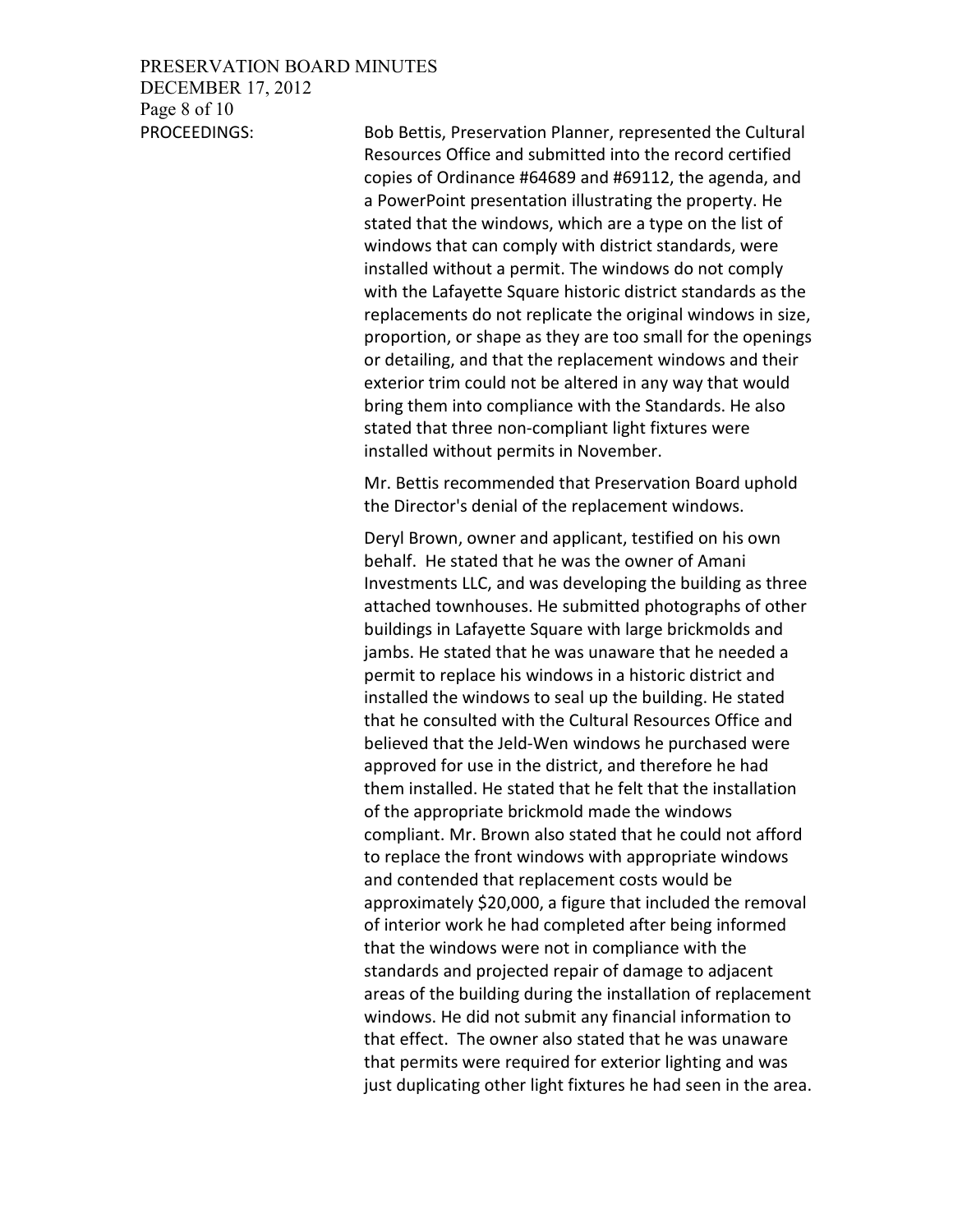PROCEEDINGS:

Bob Bettis, Preservation Planner, represented the Cultural Resources Office and submitted into the record certified copies of Ordinance #64689 and #69112, the agenda, and a PowerPoint presentation illustrating the property. He stated that the windows, which are a type on the list of windows that can comply with district standards, were installed without a permit. The windows do not comply with the Lafayette Square historic district standards as the replacements do not replicate the original windows in size, proportion, or shape as they are too small for the openings or detailing, and that the replacement windows and their exterior trim could not be altered in any way that would bring them into compliance with the Standards. He also stated that three non-compliant light fixtures were installed without permits in November.

Mr. Bettis recommended that Preservation Board uphold the Director's denial of the replacement windows.

Deryl Brown, owner and applicant, testified on his own behalf. He stated that he was the owner of Amani Investments LLC, and was developing the building as three attached townhouses. He submitted photographs of other buildings in Lafayette Square with large brickmolds and jambs. He stated that he was unaware that he needed a permit to replace his windows in a historic district and installed the windows to seal up the building. He stated that he consulted with the Cultural Resources Office and believed that the Jeld-Wen windows he purchased were approved for use in the district, and therefore he had them installed. He stated that he felt that the installation of the appropriate brickmold made the windows compliant. Mr. Brown also stated that he could not afford to replace the front windows with appropriate windows and contended that replacement costs would be approximately $20,000, a figure that included the removal of interior work he had completed after being informed that the windows were not in compliance with the standards and projected repair of damage to adjacent areas of the building during the installation of replacement windows. He did not submit any financial information to that effect. The owner also stated that he was unaware that permits were required for exterior lighting and was just duplicating other light fixtures he had seen in the area.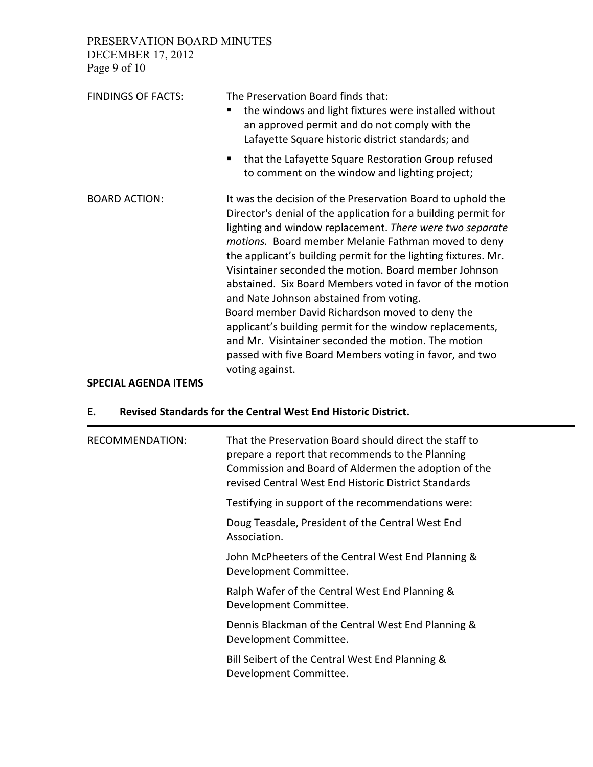FINDINGS OF FACTS: The Preservation Board finds that:

- the windows and light fixtures were installed without an approved permit and do not comply with the Lafayette Square historic district standards; and
- that the Lafayette Square Restoration Group refused to comment on the window and lighting project;

BOARD ACTION: It was the decision of the Preservation Board to uphold the Director's denial of the application for a building permit for lighting and window replacement. *There were two separate motions.* Board member Melanie Fathman moved to deny the applicant's building permit for the lighting fixtures. Mr. Visintainer seconded the motion. Board member Johnson abstained. Six Board Members voted in favor of the motion and Nate Johnson abstained from voting.

Board member David Richardson moved to deny the applicant's building permit for the window replacements, and Mr. Visintainer seconded the motion. The motion passed with five Board Members voting in favor, and two voting against.

**SPECIAL AGENDA ITEMS**

## E. Revised Standards for the Central West End Historic District.

RECOMMENDATION: That the Preservation Board should direct the staff to prepare a report that recommends to the Planning Commission and Board of Aldermen the adoption of the revised Central West End Historic District Standards

Testifying in support of the recommendations were:

Doug Teasdale, President of the Central West End Association.

John McPheeters of the Central West End Planning & Development Committee.

Ralph Wafer of the Central West End Planning & Development Committee.

Dennis Blackman of the Central West End Planning & Development Committee.

Bill Seibert of the Central West End Planning & Development Committee.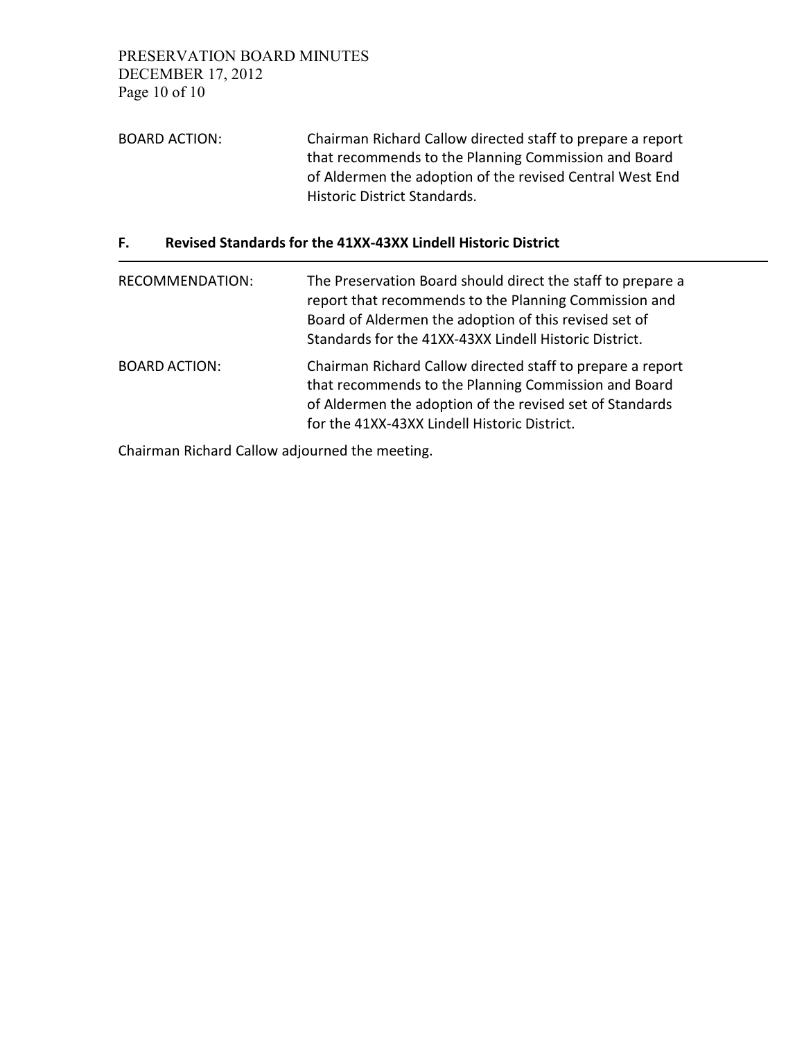BOARD ACTION: Chairman Richard Callow directed staff to prepare a report that recommends to the Planning Commission and Board of Aldermen the adoption of the revised Central West End Historic District Standards.

### F. Revised Standards for the 41XX-43XX Lindell Historic District

RECOMMENDATION: The Preservation Board should direct the staff to prepare a report that recommends to the Planning Commission and Board of Aldermen the adoption of this revised set of Standards for the 41XX-43XX Lindell Historic District.

BOARD ACTION: Chairman Richard Callow directed staff to prepare a report that recommends to the Planning Commission and Board of Aldermen the adoption of the revised set of Standards for the 41XX-43XX Lindell Historic District.

Chairman Richard Callow adjourned the meeting.